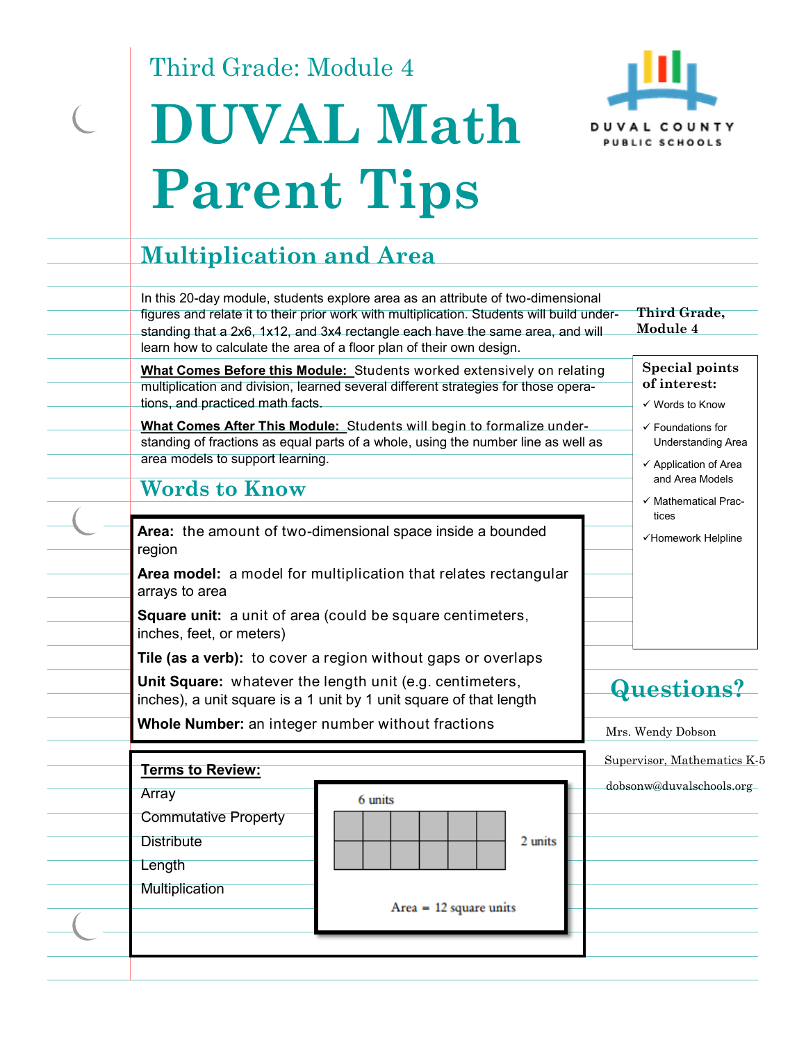Third Grade: Module 4

# DUVAL Math Parent Tips

DUVAL COUNTY PUBLIC SCHOOLS

## Multiplication and Area

In this 20-day module, students explore area as an attribute of two-dimensional figures and relate it to their prior work with multiplication. Students will build understanding that a 2x6, 1x12, and 3x4 rectangle each have the same area, and will learn how to calculate the area of a floor plan of their own design.

**What Comes Before this Module:** Students worked extensively on relating multiplication and division, learned several different strategies for those operations, and practiced math facts.

**What Comes After This Module:** Students will begin to formalize understanding of fractions as equal parts of a whole, using the number line as well as area models to support learning.

## Words to Know

**Area:** the amount of two-dimensional space inside a bounded region

**Area model:** a model for multiplication that relates rectangular arrays to area

**Square unit:** a unit of area (could be square centimeters, inches, feet, or meters)

**Tile (as a verb):** to cover a region without gaps or overlaps

**Unit Square:** whatever the length unit (e.g. centimeters, inches), a unit square is a 1 unit by 1 unit square of that length

**Whole Number:** an integer number without fractions

**Terms to Review:**

- Array
- Commutative Property
- Distribute
- Length
- Multiplication

6 units

2 units

Area = 12 square units

**Third Grade, Module 4**

**Special points of interest:**

- ✓ Words to Know
- ✓ Foundations for Understanding Area
- ✓ Application of Area and Area Models
- ✓ Mathematical Practices
- ✓ Homework Helpline

## Questions?

Mrs. Wendy Dobson

Supervisor, Mathematics K-5

dobsonw@duvalschools.org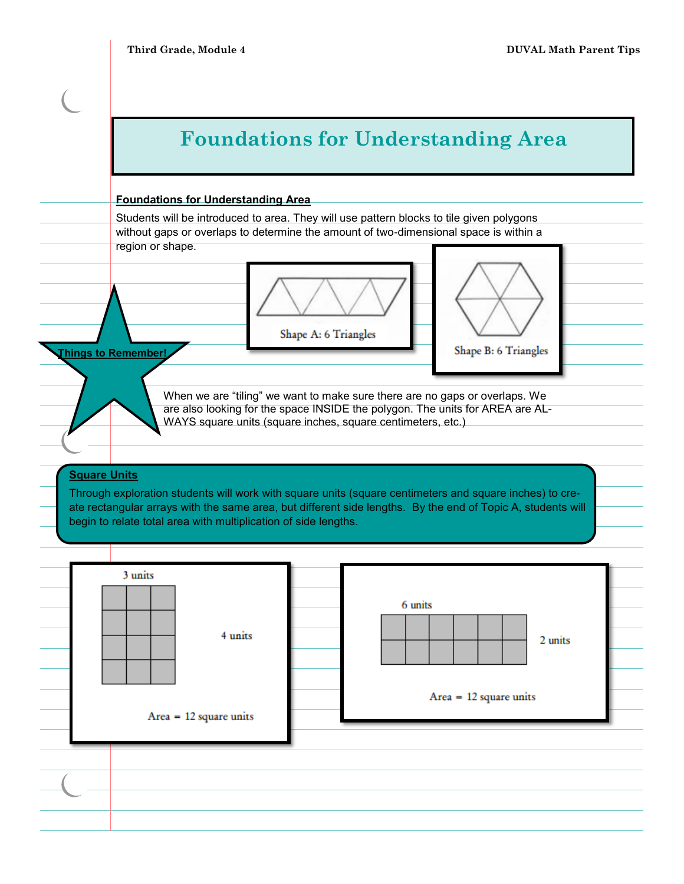# Foundations for Understanding Area

**Foundations for Understanding Area**

Students will be introduced to area. They will use pattern blocks to tile given polygons without gaps or overlaps to determine the amount of two-dimensional space is within a region or shape.

Shape A: 6 Triangles

Shape B: 6 Triangles

**Things to Remember!**

When we are "tiling" we want to make sure there are no gaps or overlaps. We are also looking for the space INSIDE the polygon. The units for AREA are ALWAYS square units (square inches, square centimeters, etc.)

**Square Units**

Through exploration students will work with square units (square centimeters and square inches) to create rectangular arrays with the same area, but different side lengths. By the end of Topic A, students will begin to relate total area with multiplication of side lengths.

3 units

4 units

Area = 12 square units

6 units

2 units

Area = 12 square units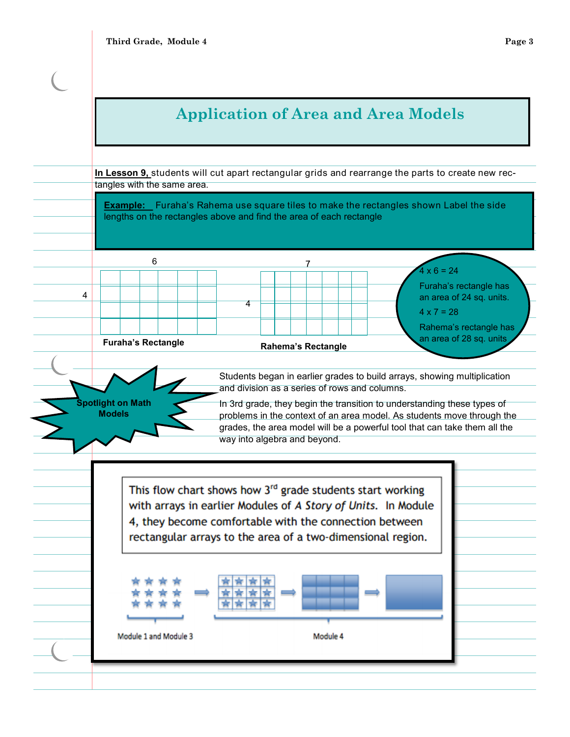# Application of Area and Area Models

**In Lesson 9,** students will cut apart rectangular grids and rearrange the parts to create new rectangles with the same area.

**Example:** Furaha's Rahema use square tiles to make the rectangles shown Label the side lengths on the rectangles above and find the area of each rectangle

6

4

**Furaha's Rectangle**

7

4

**Rahema's Rectangle**

$4 \times 6 = 24$

Furaha's rectangle has an area of 24 sq. units.

$4 \times 7 = 28$

Rahema's rectangle has an area of 28 sq. units

**Spotlight on Math Models**

Students began in earlier grades to build arrays, showing multiplication and division as a series of rows and columns.

In 3rd grade, they begin the transition to understanding these types of problems in the context of an area model. As students move through the grades, the area model will be a powerful tool that can take them all the way into algebra and beyond.

This flow chart shows how 3rd grade students start working with arrays in earlier Modules of *A Story of Units*. In Module 4, they become comfortable with the connection between rectangular arrays to the area of a two-dimensional region.

Module 1 and Module 3

Module 4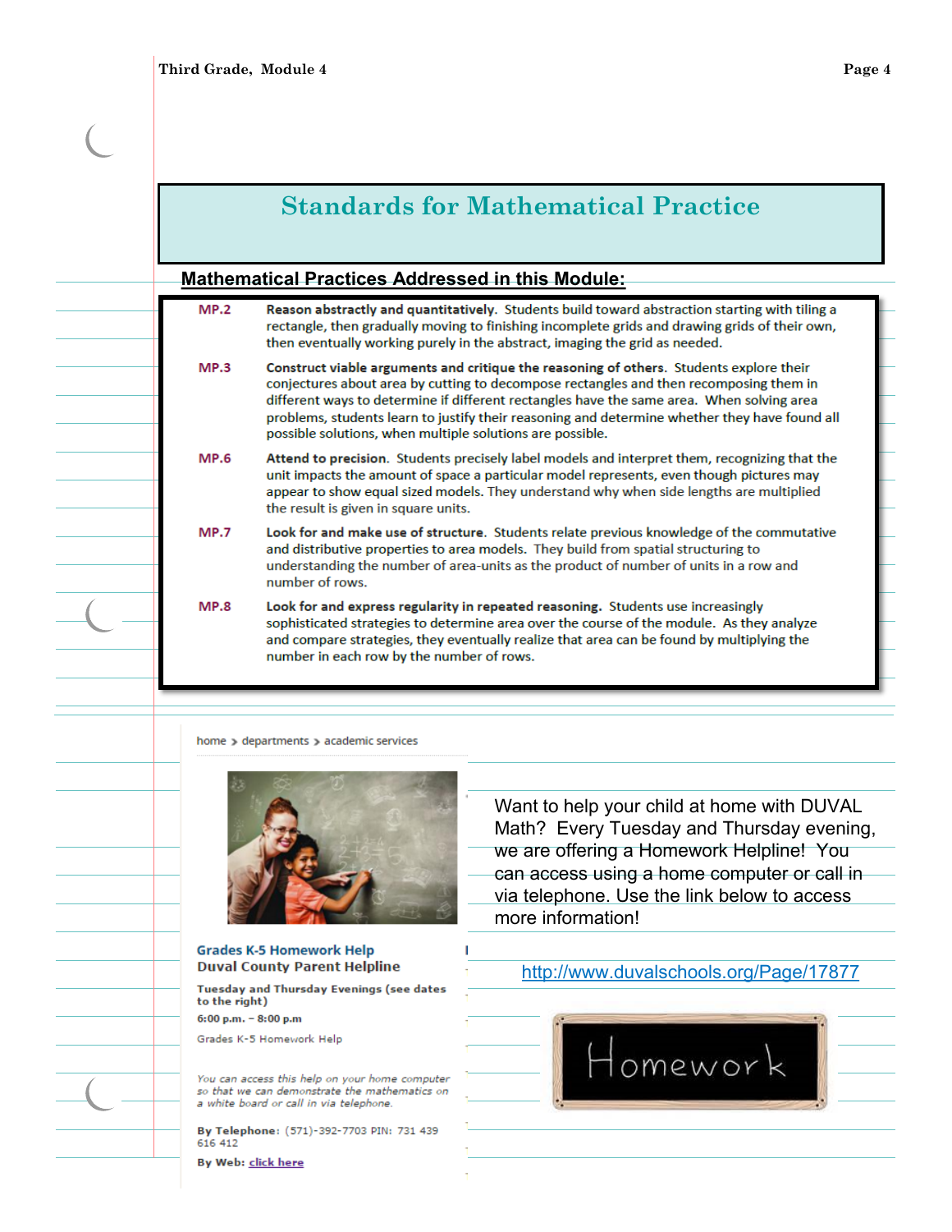# Standards for Mathematical Practice

## Mathematical Practices Addressed in this Module:

**MP.2** **Reason abstractly and quantitatively.** Students build toward abstraction starting with tiling a rectangle, then gradually moving to finishing incomplete grids and drawing grids of their own, then eventually working purely in the abstract, imaging the grid as needed.

**MP.3** **Construct viable arguments and critique the reasoning of others.** Students explore their conjectures about area by cutting to decompose rectangles and then recomposing them in different ways to determine if different rectangles have the same area. When solving area problems, students learn to justify their reasoning and determine whether they have found all possible solutions, when multiple solutions are possible.

**MP.6** **Attend to precision.** Students precisely label models and interpret them, recognizing that the unit impacts the amount of space a particular model represents, even though pictures may appear to show equal sized models. They understand why when side lengths are multiplied the result is given in square units.

**MP.7** **Look for and make use of structure.** Students relate previous knowledge of the commutative and distributive properties to area models. They build from spatial structuring to understanding the number of area-units as the product of number of units in a row and number of rows.

**MP.8** **Look for and express regularity in repeated reasoning.** Students use increasingly sophisticated strategies to determine area over the course of the module. As they analyze and compare strategies, they eventually realize that area can be found by multiplying the number in each row by the number of rows.

home > departments > academic services

**Grades K-5 Homework Help**
**Duval County Parent Helpline**

**Tuesday and Thursday Evenings (see dates to the right)**

**6:00 p.m. – 8:00 p.m**

Grades K-5 Homework Help

*You can access this help on your home computer so that we can demonstrate the mathematics on a white board or call in via telephone.*

**By Telephone:** (571)-392-7703 PIN: 731 439 616 412

**By Web:** click here

Want to help your child at home with DUVAL Math? Every Tuesday and Thursday evening, we are offering a Homework Helpline! You can access using a home computer or call in via telephone. Use the link below to access more information!

http://www.duvalschools.org/Page/17877

Homework